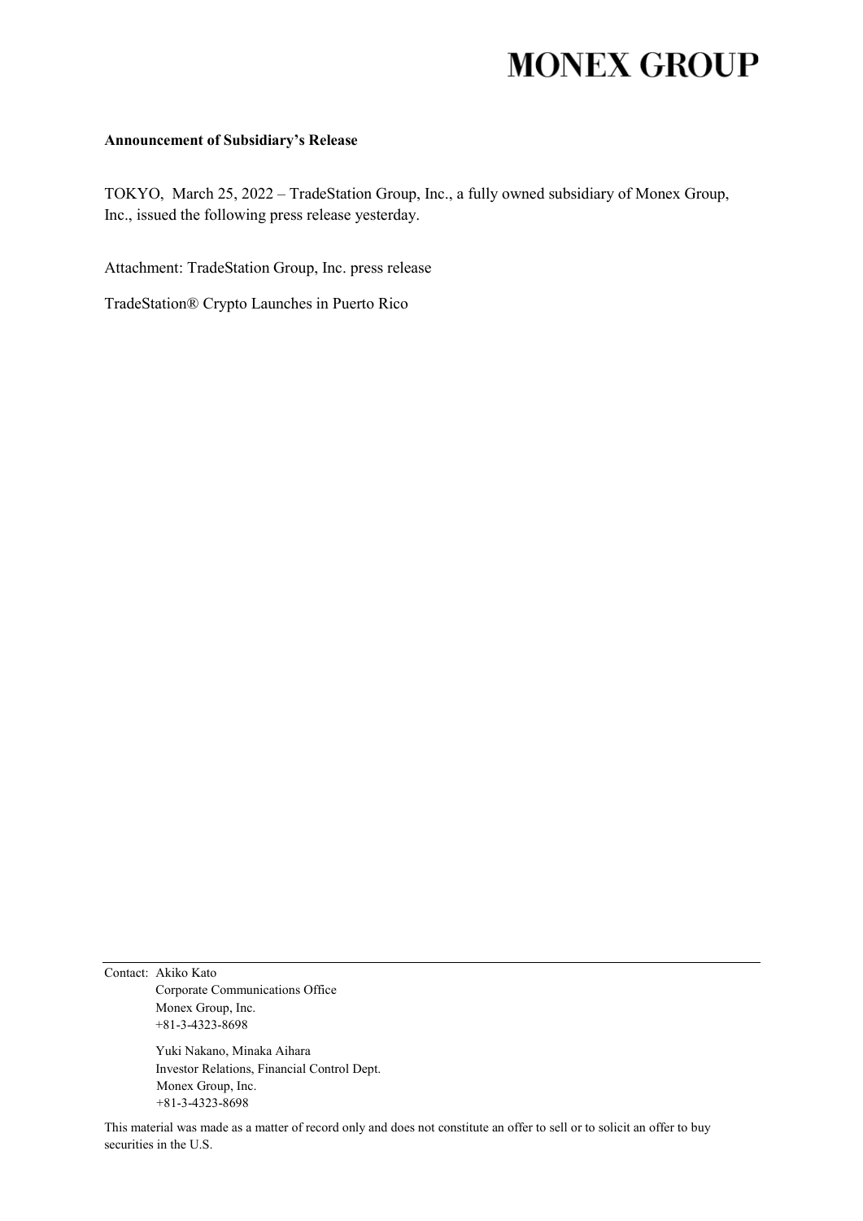# MONEX GROUP

**Announcement of Subsidiary's Release**

TOKYO, March 25, 2022 – TradeStation Group, Inc., a fully owned subsidiary of Monex Group, Inc., issued the following press release yesterday.

Attachment: TradeStation Group, Inc. press release

TradeStation® Crypto Launches in Puerto Rico

---

Contact: Akiko Kato
Corporate Communications Office
Monex Group, Inc.
+81-3-4323-8698

Yuki Nakano, Minaka Aihara
Investor Relations, Financial Control Dept.
Monex Group, Inc.
+81-3-4323-8698

This material was made as a matter of record only and does not constitute an offer to sell or to solicit an offer to buy securities in the U.S.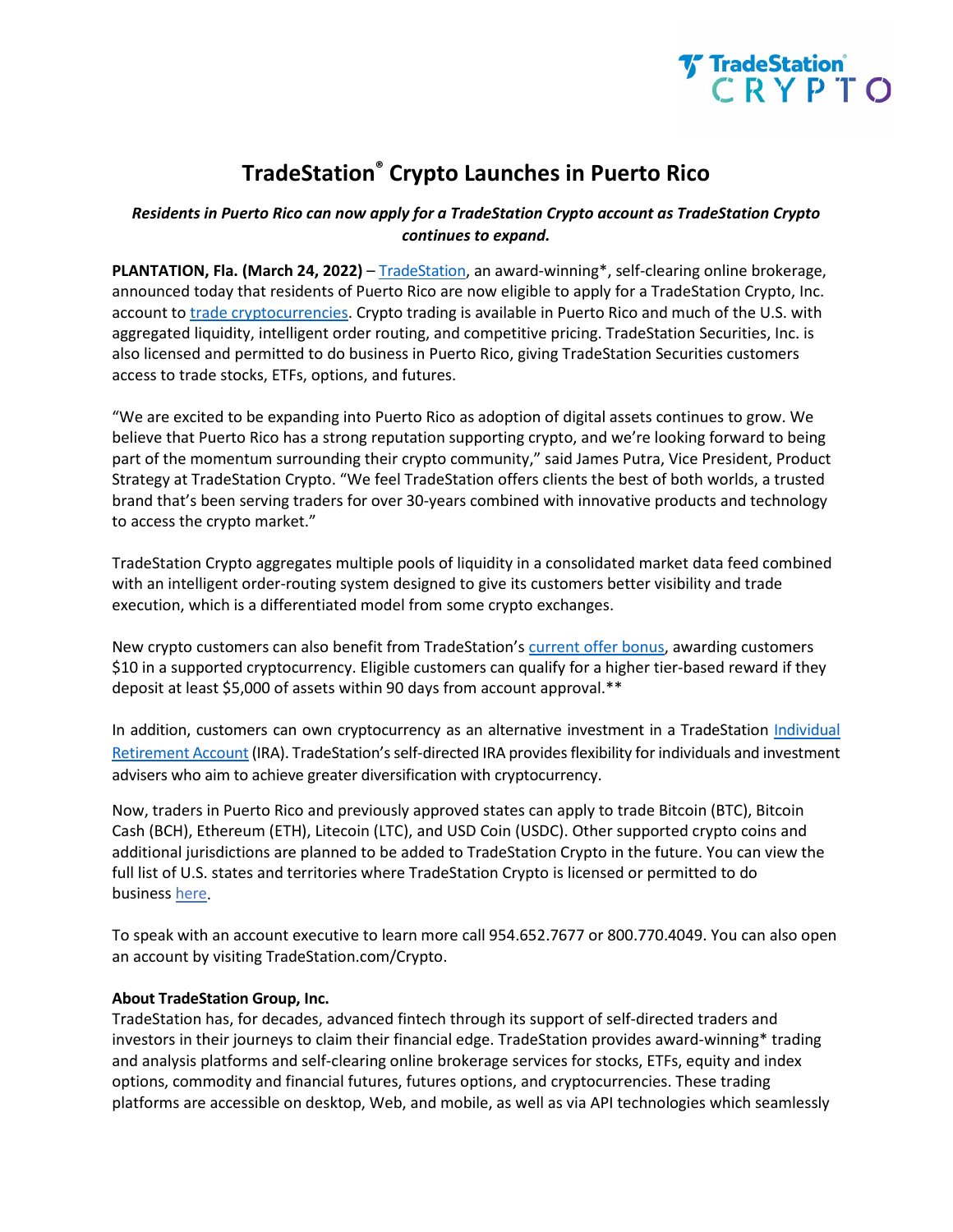# TradeStation® Crypto Launches in Puerto Rico

***Residents in Puerto Rico can now apply for a TradeStation Crypto account as TradeStation Crypto continues to expand.***

**PLANTATION, Fla. (March 24, 2022)** – TradeStation, an award-winning*, self-clearing online brokerage, announced today that residents of Puerto Rico are now eligible to apply for a TradeStation Crypto, Inc. account to trade cryptocurrencies. Crypto trading is available in Puerto Rico and much of the U.S. with aggregated liquidity, intelligent order routing, and competitive pricing. TradeStation Securities, Inc. is also licensed and permitted to do business in Puerto Rico, giving TradeStation Securities customers access to trade stocks, ETFs, options, and futures.

"We are excited to be expanding into Puerto Rico as adoption of digital assets continues to grow. We believe that Puerto Rico has a strong reputation supporting crypto, and we're looking forward to being part of the momentum surrounding their crypto community," said James Putra, Vice President, Product Strategy at TradeStation Crypto. "We feel TradeStation offers clients the best of both worlds, a trusted brand that's been serving traders for over 30-years combined with innovative products and technology to access the crypto market."

TradeStation Crypto aggregates multiple pools of liquidity in a consolidated market data feed combined with an intelligent order-routing system designed to give its customers better visibility and trade execution, which is a differentiated model from some crypto exchanges.

New crypto customers can also benefit from TradeStation's current offer bonus, awarding customers $10 in a supported cryptocurrency. Eligible customers can qualify for a higher tier-based reward if they deposit at least $5,000 of assets within 90 days from account approval.**

In addition, customers can own cryptocurrency as an alternative investment in a TradeStation Individual Retirement Account (IRA). TradeStation's self-directed IRA provides flexibility for individuals and investment advisers who aim to achieve greater diversification with cryptocurrency.

Now, traders in Puerto Rico and previously approved states can apply to trade Bitcoin (BTC), Bitcoin Cash (BCH), Ethereum (ETH), Litecoin (LTC), and USD Coin (USDC). Other supported crypto coins and additional jurisdictions are planned to be added to TradeStation Crypto in the future. You can view the full list of U.S. states and territories where TradeStation Crypto is licensed or permitted to do business here.

To speak with an account executive to learn more call 954.652.7677 or 800.770.4049. You can also open an account by visiting TradeStation.com/Crypto.

**About TradeStation Group, Inc.**

TradeStation has, for decades, advanced fintech through its support of self-directed traders and investors in their journeys to claim their financial edge. TradeStation provides award-winning* trading and analysis platforms and self-clearing online brokerage services for stocks, ETFs, equity and index options, commodity and financial futures, futures options, and cryptocurrencies. These trading platforms are accessible on desktop, Web, and mobile, as well as via API technologies which seamlessly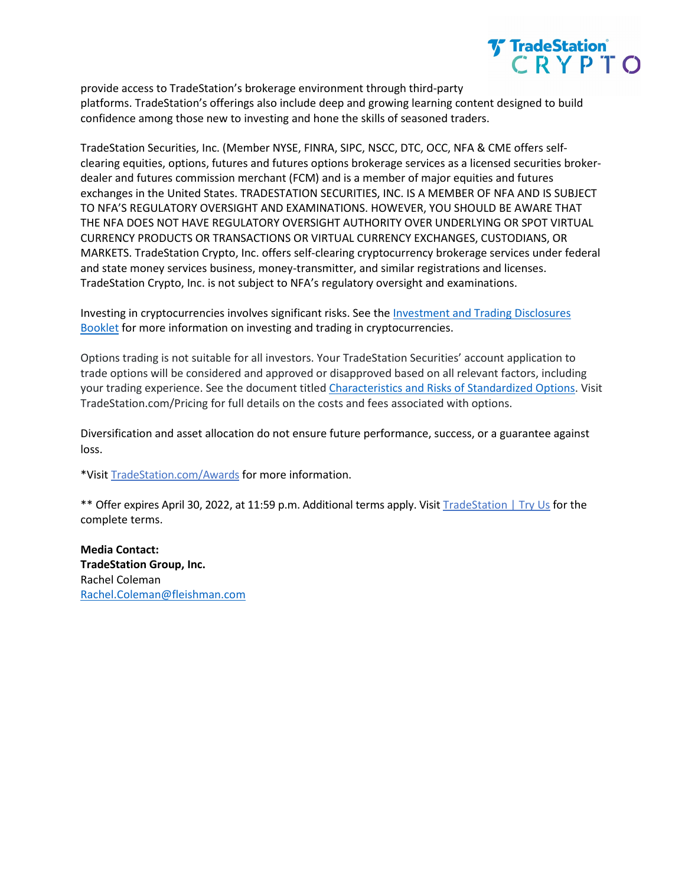provide access to TradeStation's brokerage environment through third-party platforms. TradeStation's offerings also include deep and growing learning content designed to build confidence among those new to investing and hone the skills of seasoned traders.

TradeStation Securities, Inc. (Member NYSE, FINRA, SIPC, NSCC, DTC, OCC, NFA & CME offers self-clearing equities, options, futures and futures options brokerage services as a licensed securities broker-dealer and futures commission merchant (FCM) and is a member of major equities and futures exchanges in the United States. TRADESTATION SECURITIES, INC. IS A MEMBER OF NFA AND IS SUBJECT TO NFA'S REGULATORY OVERSIGHT AND EXAMINATIONS. HOWEVER, YOU SHOULD BE AWARE THAT THE NFA DOES NOT HAVE REGULATORY OVERSIGHT AUTHORITY OVER UNDERLYING OR SPOT VIRTUAL CURRENCY PRODUCTS OR TRANSACTIONS OR VIRTUAL CURRENCY EXCHANGES, CUSTODIANS, OR MARKETS. TradeStation Crypto, Inc. offers self-clearing cryptocurrency brokerage services under federal and state money services business, money-transmitter, and similar registrations and licenses. TradeStation Crypto, Inc. is not subject to NFA's regulatory oversight and examinations.

Investing in cryptocurrencies involves significant risks. See the [Investment and Trading Disclosures Booklet]() for more information on investing and trading in cryptocurrencies.

Options trading is not suitable for all investors. Your TradeStation Securities' account application to trade options will be considered and approved or disapproved based on all relevant factors, including your trading experience. See the document titled [Characteristics and Risks of Standardized Options](). Visit TradeStation.com/Pricing for full details on the costs and fees associated with options.

Diversification and asset allocation do not ensure future performance, success, or a guarantee against loss.

*Visit [TradeStation.com/Awards]() for more information.

** Offer expires April 30, 2022, at 11:59 p.m. Additional terms apply. Visit [TradeStation | Try Us]() for the complete terms.

**Media Contact:**
**TradeStation Group, Inc.**
Rachel Coleman
Rachel.Coleman@fleishman.com